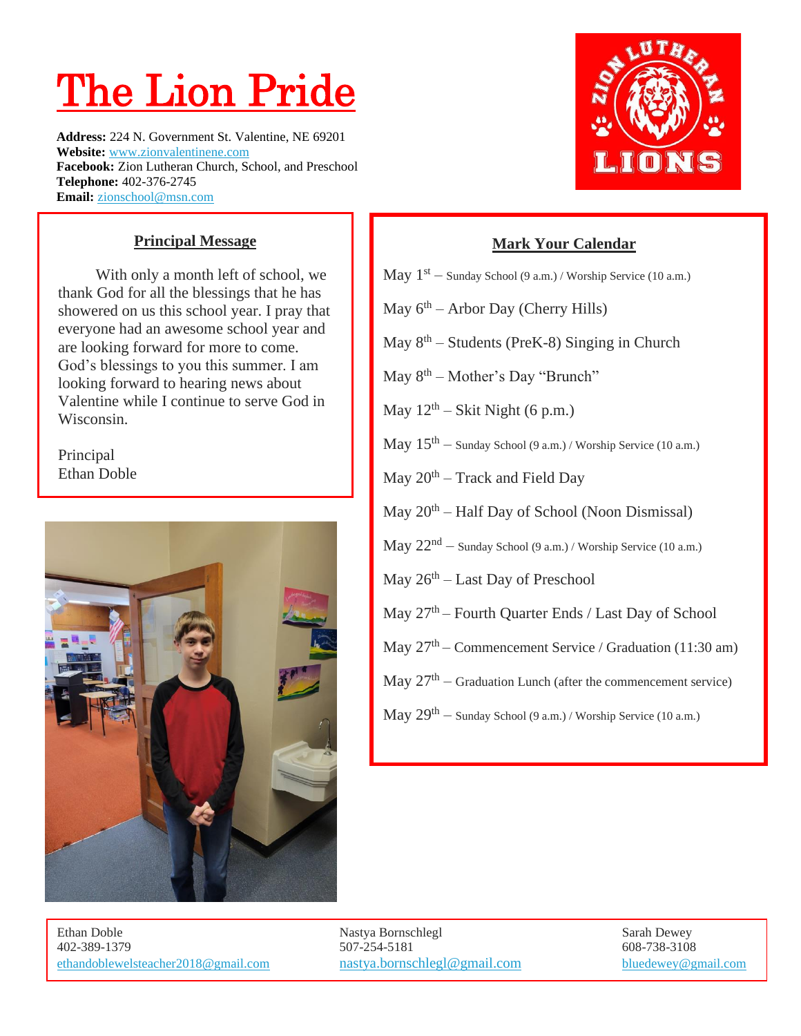# The Lion Pride

**Address:** 224 N. Government St. Valentine, NE 69201
**Website:** www.zionvalentinene.com
**Facebook:** Zion Lutheran Church, School, and Preschool
**Telephone:** 402-376-2745
**Email:** zionschool@msn.com

## Principal Message

With only a month left of school, we thank God for all the blessings that he has showered on us this school year. I pray that everyone had an awesome school year and are looking forward for more to come. God's blessings to you this summer. I am looking forward to hearing news about Valentine while I continue to serve God in Wisconsin.

Principal
Ethan Doble

## Mark Your Calendar

May 1st – Sunday School (9 a.m.) / Worship Service (10 a.m.)

May 6th – Arbor Day (Cherry Hills)

May 8th – Students (PreK-8) Singing in Church

May 8th – Mother's Day "Brunch"

May 12th – Skit Night (6 p.m.)

May 15th – Sunday School (9 a.m.) / Worship Service (10 a.m.)

May 20th – Track and Field Day

May 20th – Half Day of School (Noon Dismissal)

May 22nd – Sunday School (9 a.m.) / Worship Service (10 a.m.)

May 26th – Last Day of Preschool

May 27th – Fourth Quarter Ends / Last Day of School

May 27th – Commencement Service / Graduation (11:30 am)

May 27th – Graduation Lunch (after the commencement service)

May 29th – Sunday School (9 a.m.) / Worship Service (10 a.m.)

---

Ethan Doble
402-389-1379
ethandoblewelsteacher2018@gmail.com

Nastya Bornschlegl
507-254-5181
nastya.bornschlegl@gmail.com

Sarah Dewey
608-738-3108
bluedewey@gmail.com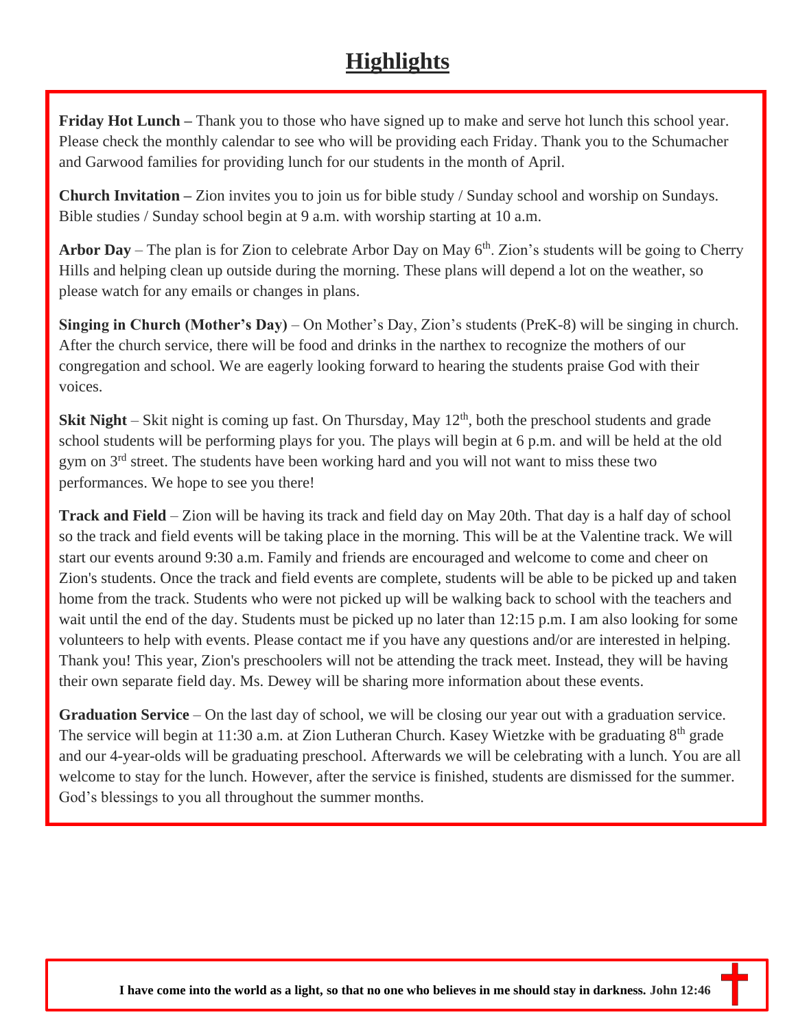# Highlights

**Friday Hot Lunch –** Thank you to those who have signed up to make and serve hot lunch this school year. Please check the monthly calendar to see who will be providing each Friday. Thank you to the Schumacher and Garwood families for providing lunch for our students in the month of April.

**Church Invitation –** Zion invites you to join us for bible study / Sunday school and worship on Sundays. Bible studies / Sunday school begin at 9 a.m. with worship starting at 10 a.m.

**Arbor Day** – The plan is for Zion to celebrate Arbor Day on May 6th. Zion's students will be going to Cherry Hills and helping clean up outside during the morning. These plans will depend a lot on the weather, so please watch for any emails or changes in plans.

**Singing in Church (Mother's Day)** – On Mother's Day, Zion's students (PreK-8) will be singing in church. After the church service, there will be food and drinks in the narthex to recognize the mothers of our congregation and school. We are eagerly looking forward to hearing the students praise God with their voices.

**Skit Night** – Skit night is coming up fast. On Thursday, May 12th, both the preschool students and grade school students will be performing plays for you. The plays will begin at 6 p.m. and will be held at the old gym on 3rd street. The students have been working hard and you will not want to miss these two performances. We hope to see you there!

**Track and Field** – Zion will be having its track and field day on May 20th. That day is a half day of school so the track and field events will be taking place in the morning. This will be at the Valentine track. We will start our events around 9:30 a.m. Family and friends are encouraged and welcome to come and cheer on Zion's students. Once the track and field events are complete, students will be able to be picked up and taken home from the track. Students who were not picked up will be walking back to school with the teachers and wait until the end of the day. Students must be picked up no later than 12:15 p.m. I am also looking for some volunteers to help with events. Please contact me if you have any questions and/or are interested in helping. Thank you! This year, Zion's preschoolers will not be attending the track meet. Instead, they will be having their own separate field day. Ms. Dewey will be sharing more information about these events.

**Graduation Service** – On the last day of school, we will be closing our year out with a graduation service. The service will begin at 11:30 a.m. at Zion Lutheran Church. Kasey Wietzke with be graduating 8th grade and our 4-year-olds will be graduating preschool. Afterwards we will be celebrating with a lunch. You are all welcome to stay for the lunch. However, after the service is finished, students are dismissed for the summer. God's blessings to you all throughout the summer months.

**I have come into the world as a light, so that no one who believes in me should stay in darkness. John 12:46**